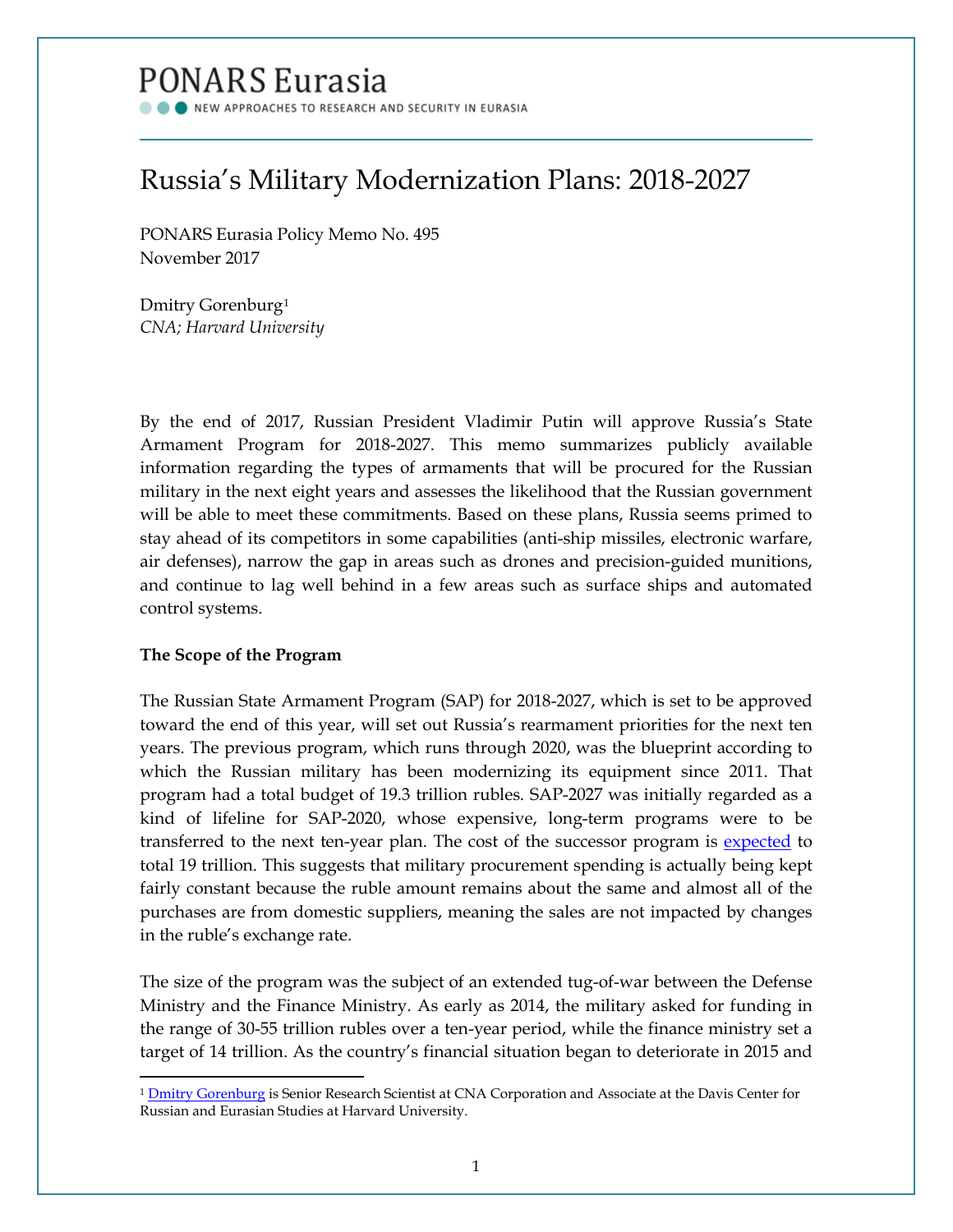# PONARS Eurasia

NEW APPROACHES TO RESEARCH AND SECURITY IN EURASIA

## Russia's Military Modernization Plans: 2018-2027

PONARS Eurasia Policy Memo No. 495
November 2017

Dmitry Gorenburg[1]
*CNA; Harvard University*

By the end of 2017, Russian President Vladimir Putin will approve Russia's State Armament Program for 2018-2027. This memo summarizes publicly available information regarding the types of armaments that will be procured for the Russian military in the next eight years and assesses the likelihood that the Russian government will be able to meet these commitments. Based on these plans, Russia seems primed to stay ahead of its competitors in some capabilities (anti-ship missiles, electronic warfare, air defenses), narrow the gap in areas such as drones and precision-guided munitions, and continue to lag well behind in a few areas such as surface ships and automated control systems.

**The Scope of the Program**

The Russian State Armament Program (SAP) for 2018-2027, which is set to be approved toward the end of this year, will set out Russia's rearmament priorities for the next ten years. The previous program, which runs through 2020, was the blueprint according to which the Russian military has been modernizing its equipment since 2011. That program had a total budget of 19.3 trillion rubles. SAP-2027 was initially regarded as a kind of lifeline for SAP-2020, whose expensive, long-term programs were to be transferred to the next ten-year plan. The cost of the successor program is expected to total 19 trillion. This suggests that military procurement spending is actually being kept fairly constant because the ruble amount remains about the same and almost all of the purchases are from domestic suppliers, meaning the sales are not impacted by changes in the ruble's exchange rate.

The size of the program was the subject of an extended tug-of-war between the Defense Ministry and the Finance Ministry. As early as 2014, the military asked for funding in the range of 30-55 trillion rubles over a ten-year period, while the finance ministry set a target of 14 trillion. As the country's financial situation began to deteriorate in 2015 and

[1] Dmitry Gorenburg is Senior Research Scientist at CNA Corporation and Associate at the Davis Center for Russian and Eurasian Studies at Harvard University.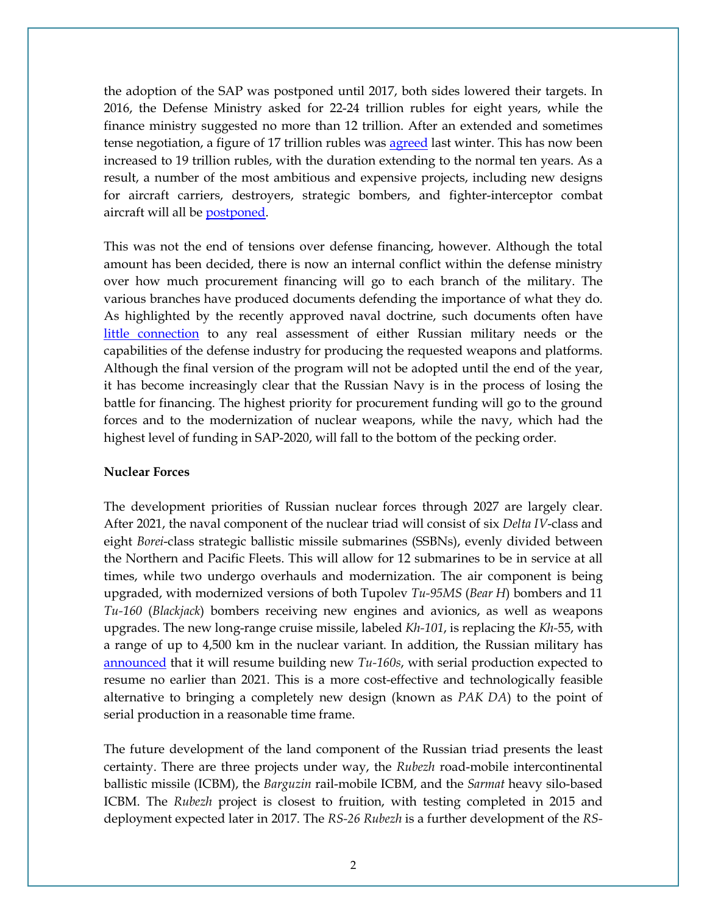the adoption of the SAP was postponed until 2017, both sides lowered their targets. In 2016, the Defense Ministry asked for 22-24 trillion rubles for eight years, while the finance ministry suggested no more than 12 trillion. After an extended and sometimes tense negotiation, a figure of 17 trillion rubles was agreed last winter. This has now been increased to 19 trillion rubles, with the duration extending to the normal ten years. As a result, a number of the most ambitious and expensive projects, including new designs for aircraft carriers, destroyers, strategic bombers, and fighter-interceptor combat aircraft will all be postponed.

This was not the end of tensions over defense financing, however. Although the total amount has been decided, there is now an internal conflict within the defense ministry over how much procurement financing will go to each branch of the military. The various branches have produced documents defending the importance of what they do. As highlighted by the recently approved naval doctrine, such documents often have little connection to any real assessment of either Russian military needs or the capabilities of the defense industry for producing the requested weapons and platforms. Although the final version of the program will not be adopted until the end of the year, it has become increasingly clear that the Russian Navy is in the process of losing the battle for financing. The highest priority for procurement funding will go to the ground forces and to the modernization of nuclear weapons, while the navy, which had the highest level of funding in SAP-2020, will fall to the bottom of the pecking order.

**Nuclear Forces**

The development priorities of Russian nuclear forces through 2027 are largely clear. After 2021, the naval component of the nuclear triad will consist of six *Delta IV*-class and eight *Borei*-class strategic ballistic missile submarines (SSBNs), evenly divided between the Northern and Pacific Fleets. This will allow for 12 submarines to be in service at all times, while two undergo overhauls and modernization. The air component is being upgraded, with modernized versions of both Tupolev *Tu-95MS* (*Bear H*) bombers and 11 *Tu-160* (*Blackjack*) bombers receiving new engines and avionics, as well as weapons upgrades. The new long-range cruise missile, labeled *Kh-101*, is replacing the *Kh*-55, with a range of up to 4,500 km in the nuclear variant. In addition, the Russian military has announced that it will resume building new *Tu-160s*, with serial production expected to resume no earlier than 2021. This is a more cost-effective and technologically feasible alternative to bringing a completely new design (known as *PAK DA*) to the point of serial production in a reasonable time frame.

The future development of the land component of the Russian triad presents the least certainty. There are three projects under way, the *Rubezh* road-mobile intercontinental ballistic missile (ICBM), the *Barguzin* rail-mobile ICBM, and the *Sarmat* heavy silo-based ICBM. The *Rubezh* project is closest to fruition, with testing completed in 2015 and deployment expected later in 2017. The *RS-26 Rubezh* is a further development of the *RS-*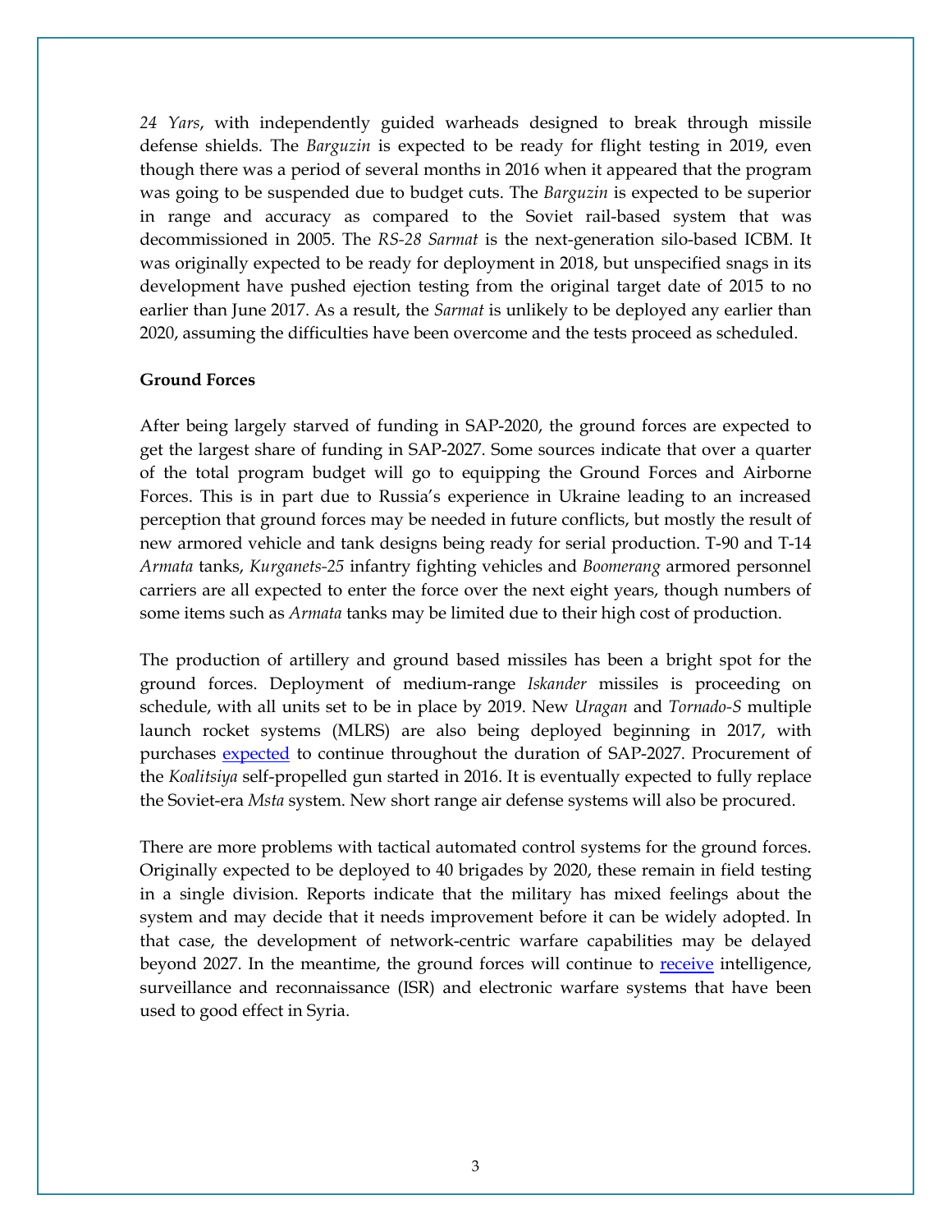*24 Yars*, with independently guided warheads designed to break through missile defense shields. The *Barguzin* is expected to be ready for flight testing in 2019, even though there was a period of several months in 2016 when it appeared that the program was going to be suspended due to budget cuts. The *Barguzin* is expected to be superior in range and accuracy as compared to the Soviet rail-based system that was decommissioned in 2005. The *RS-28 Sarmat* is the next-generation silo-based ICBM. It was originally expected to be ready for deployment in 2018, but unspecified snags in its development have pushed ejection testing from the original target date of 2015 to no earlier than June 2017. As a result, the *Sarmat* is unlikely to be deployed any earlier than 2020, assuming the difficulties have been overcome and the tests proceed as scheduled.

**Ground Forces**

After being largely starved of funding in SAP-2020, the ground forces are expected to get the largest share of funding in SAP-2027. Some sources indicate that over a quarter of the total program budget will go to equipping the Ground Forces and Airborne Forces. This is in part due to Russia's experience in Ukraine leading to an increased perception that ground forces may be needed in future conflicts, but mostly the result of new armored vehicle and tank designs being ready for serial production. T-90 and T-14 *Armata* tanks, *Kurganets-25* infantry fighting vehicles and *Boomerang* armored personnel carriers are all expected to enter the force over the next eight years, though numbers of some items such as *Armata* tanks may be limited due to their high cost of production.

The production of artillery and ground based missiles has been a bright spot for the ground forces. Deployment of medium-range *Iskander* missiles is proceeding on schedule, with all units set to be in place by 2019. New *Uragan* and *Tornado-S* multiple launch rocket systems (MLRS) are also being deployed beginning in 2017, with purchases expected to continue throughout the duration of SAP-2027. Procurement of the *Koalitsiya* self-propelled gun started in 2016. It is eventually expected to fully replace the Soviet-era *Msta* system. New short range air defense systems will also be procured.

There are more problems with tactical automated control systems for the ground forces. Originally expected to be deployed to 40 brigades by 2020, these remain in field testing in a single division. Reports indicate that the military has mixed feelings about the system and may decide that it needs improvement before it can be widely adopted. In that case, the development of network-centric warfare capabilities may be delayed beyond 2027. In the meantime, the ground forces will continue to receive intelligence, surveillance and reconnaissance (ISR) and electronic warfare systems that have been used to good effect in Syria.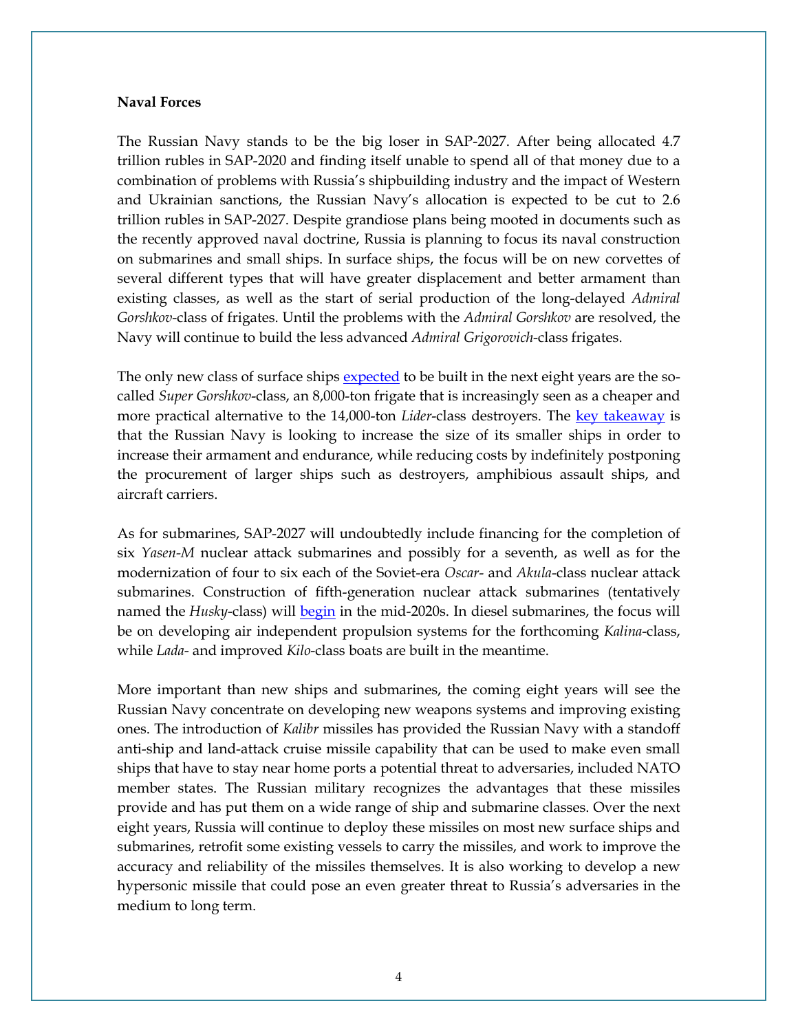**Naval Forces**

The Russian Navy stands to be the big loser in SAP-2027. After being allocated 4.7 trillion rubles in SAP-2020 and finding itself unable to spend all of that money due to a combination of problems with Russia's shipbuilding industry and the impact of Western and Ukrainian sanctions, the Russian Navy's allocation is expected to be cut to 2.6 trillion rubles in SAP-2027. Despite grandiose plans being mooted in documents such as the recently approved naval doctrine, Russia is planning to focus its naval construction on submarines and small ships. In surface ships, the focus will be on new corvettes of several different types that will have greater displacement and better armament than existing classes, as well as the start of serial production of the long-delayed *Admiral Gorshkov*-class of frigates. Until the problems with the *Admiral Gorshkov* are resolved, the Navy will continue to build the less advanced *Admiral Grigorovich*-class frigates.

The only new class of surface ships expected to be built in the next eight years are the so-called *Super Gorshkov*-class, an 8,000-ton frigate that is increasingly seen as a cheaper and more practical alternative to the 14,000-ton *Lider*-class destroyers. The key takeaway is that the Russian Navy is looking to increase the size of its smaller ships in order to increase their armament and endurance, while reducing costs by indefinitely postponing the procurement of larger ships such as destroyers, amphibious assault ships, and aircraft carriers.

As for submarines, SAP-2027 will undoubtedly include financing for the completion of six *Yasen-M* nuclear attack submarines and possibly for a seventh, as well as for the modernization of four to six each of the Soviet-era *Oscar*- and *Akula*-class nuclear attack submarines. Construction of fifth-generation nuclear attack submarines (tentatively named the *Husky*-class) will begin in the mid-2020s. In diesel submarines, the focus will be on developing air independent propulsion systems for the forthcoming *Kalina*-class, while *Lada*- and improved *Kilo*-class boats are built in the meantime.

More important than new ships and submarines, the coming eight years will see the Russian Navy concentrate on developing new weapons systems and improving existing ones. The introduction of *Kalibr* missiles has provided the Russian Navy with a standoff anti-ship and land-attack cruise missile capability that can be used to make even small ships that have to stay near home ports a potential threat to adversaries, included NATO member states. The Russian military recognizes the advantages that these missiles provide and has put them on a wide range of ship and submarine classes. Over the next eight years, Russia will continue to deploy these missiles on most new surface ships and submarines, retrofit some existing vessels to carry the missiles, and work to improve the accuracy and reliability of the missiles themselves. It is also working to develop a new hypersonic missile that could pose an even greater threat to Russia's adversaries in the medium to long term.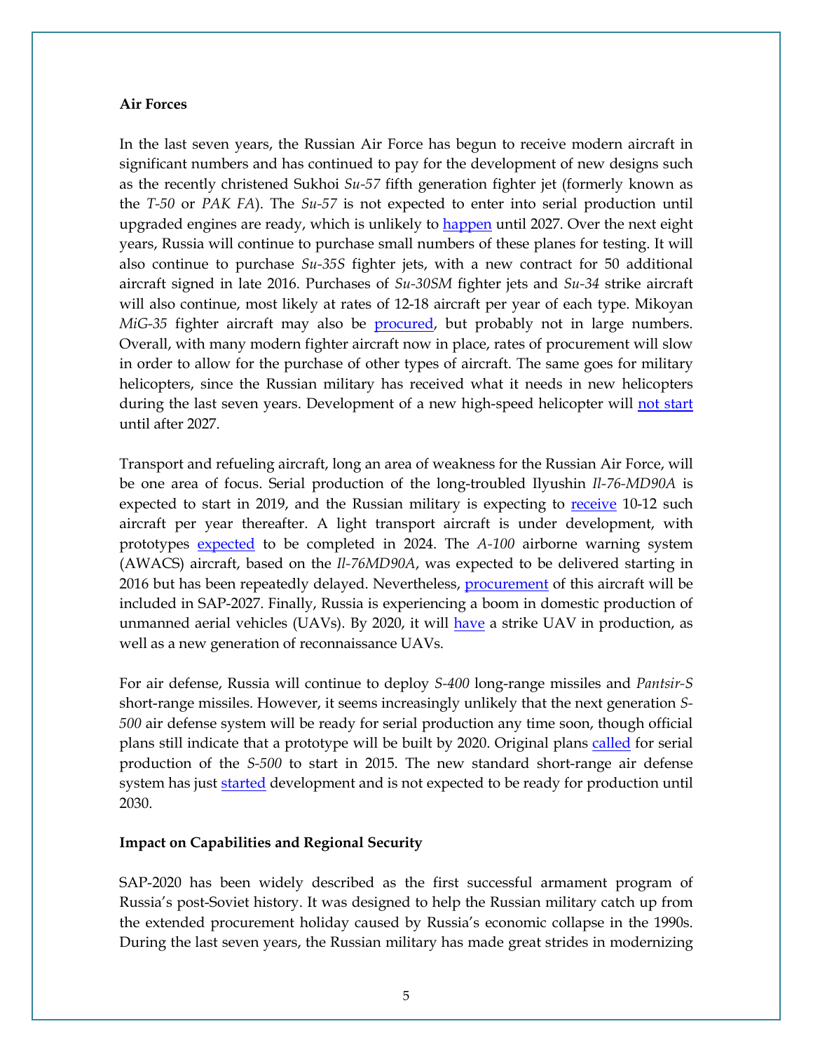**Air Forces**

In the last seven years, the Russian Air Force has begun to receive modern aircraft in significant numbers and has continued to pay for the development of new designs such as the recently christened Sukhoi *Su-57* fifth generation fighter jet (formerly known as the *T-50* or *PAK FA*). The *Su-57* is not expected to enter into serial production until upgraded engines are ready, which is unlikely to happen until 2027. Over the next eight years, Russia will continue to purchase small numbers of these planes for testing. It will also continue to purchase *Su-35S* fighter jets, with a new contract for 50 additional aircraft signed in late 2016. Purchases of *Su-30SM* fighter jets and *Su-34* strike aircraft will also continue, most likely at rates of 12-18 aircraft per year of each type. Mikoyan *MiG-35* fighter aircraft may also be procured, but probably not in large numbers. Overall, with many modern fighter aircraft now in place, rates of procurement will slow in order to allow for the purchase of other types of aircraft. The same goes for military helicopters, since the Russian military has received what it needs in new helicopters during the last seven years. Development of a new high-speed helicopter will not start until after 2027.

Transport and refueling aircraft, long an area of weakness for the Russian Air Force, will be one area of focus. Serial production of the long-troubled Ilyushin *Il-76-MD90A* is expected to start in 2019, and the Russian military is expecting to receive 10-12 such aircraft per year thereafter. A light transport aircraft is under development, with prototypes expected to be completed in 2024. The *A-100* airborne warning system (AWACS) aircraft, based on the *Il-76MD90A*, was expected to be delivered starting in 2016 but has been repeatedly delayed. Nevertheless, procurement of this aircraft will be included in SAP-2027. Finally, Russia is experiencing a boom in domestic production of unmanned aerial vehicles (UAVs). By 2020, it will have a strike UAV in production, as well as a new generation of reconnaissance UAVs.

For air defense, Russia will continue to deploy *S-400* long-range missiles and *Pantsir-S* short-range missiles. However, it seems increasingly unlikely that the next generation *S-500* air defense system will be ready for serial production any time soon, though official plans still indicate that a prototype will be built by 2020. Original plans called for serial production of the *S-500* to start in 2015. The new standard short-range air defense system has just started development and is not expected to be ready for production until 2030.

**Impact on Capabilities and Regional Security**

SAP-2020 has been widely described as the first successful armament program of Russia's post-Soviet history. It was designed to help the Russian military catch up from the extended procurement holiday caused by Russia's economic collapse in the 1990s. During the last seven years, the Russian military has made great strides in modernizing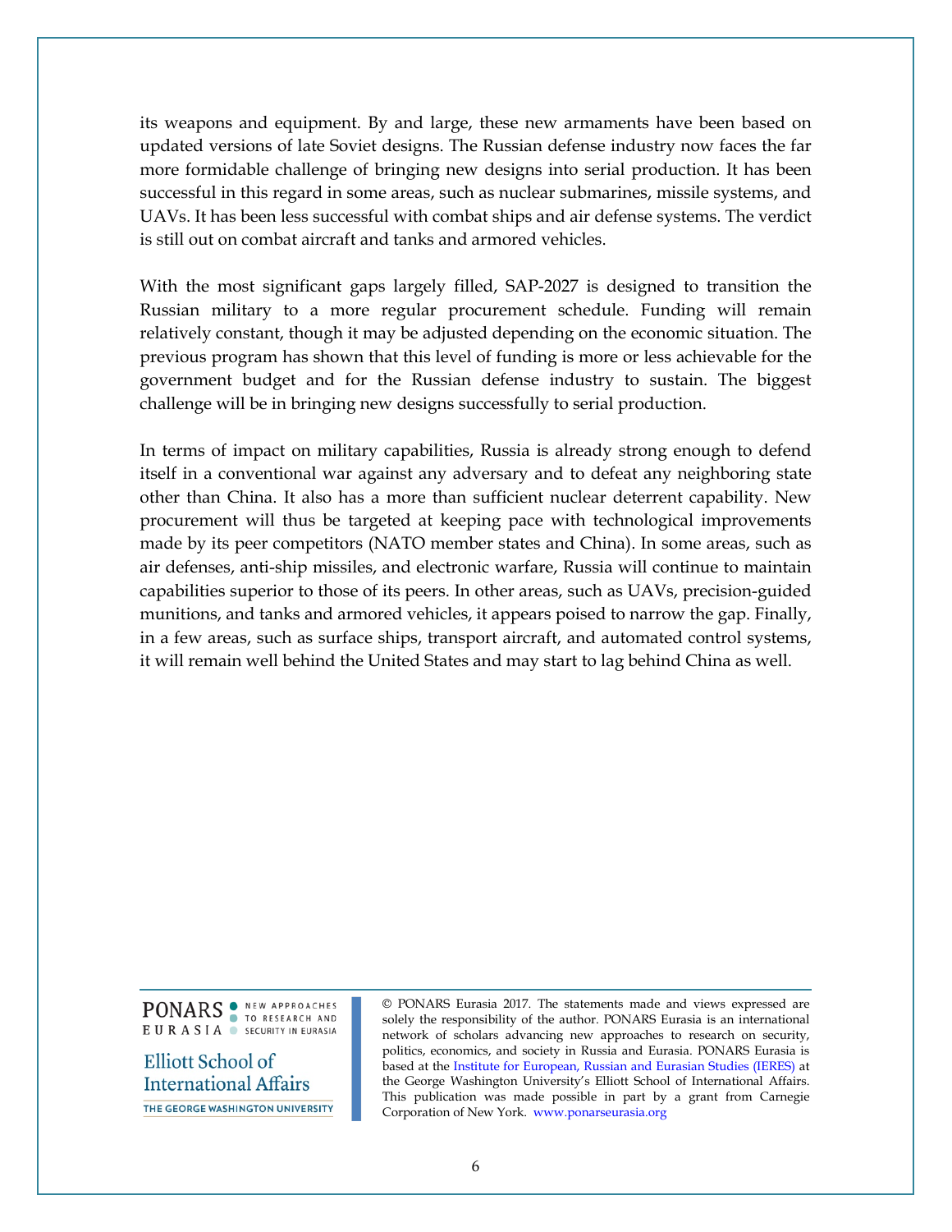its weapons and equipment. By and large, these new armaments have been based on updated versions of late Soviet designs. The Russian defense industry now faces the far more formidable challenge of bringing new designs into serial production. It has been successful in this regard in some areas, such as nuclear submarines, missile systems, and UAVs. It has been less successful with combat ships and air defense systems. The verdict is still out on combat aircraft and tanks and armored vehicles.

With the most significant gaps largely filled, SAP-2027 is designed to transition the Russian military to a more regular procurement schedule. Funding will remain relatively constant, though it may be adjusted depending on the economic situation. The previous program has shown that this level of funding is more or less achievable for the government budget and for the Russian defense industry to sustain. The biggest challenge will be in bringing new designs successfully to serial production.

In terms of impact on military capabilities, Russia is already strong enough to defend itself in a conventional war against any adversary and to defeat any neighboring state other than China. It also has a more than sufficient nuclear deterrent capability. New procurement will thus be targeted at keeping pace with technological improvements made by its peer competitors (NATO member states and China). In some areas, such as air defenses, anti-ship missiles, and electronic warfare, Russia will continue to maintain capabilities superior to those of its peers. In other areas, such as UAVs, precision-guided munitions, and tanks and armored vehicles, it appears poised to narrow the gap. Finally, in a few areas, such as surface ships, transport aircraft, and automated control systems, it will remain well behind the United States and may start to lag behind China as well.

PONARS EURASIA — NEW APPROACHES TO RESEARCH AND SECURITY IN EURASIA

Elliott School of International Affairs
THE GEORGE WASHINGTON UNIVERSITY

© PONARS Eurasia 2017. The statements made and views expressed are solely the responsibility of the author. PONARS Eurasia is an international network of scholars advancing new approaches to research on security, politics, economics, and society in Russia and Eurasia. PONARS Eurasia is based at the Institute for European, Russian and Eurasian Studies (IERES) at the George Washington University's Elliott School of International Affairs. This publication was made possible in part by a grant from Carnegie Corporation of New York. www.ponarseurasia.org